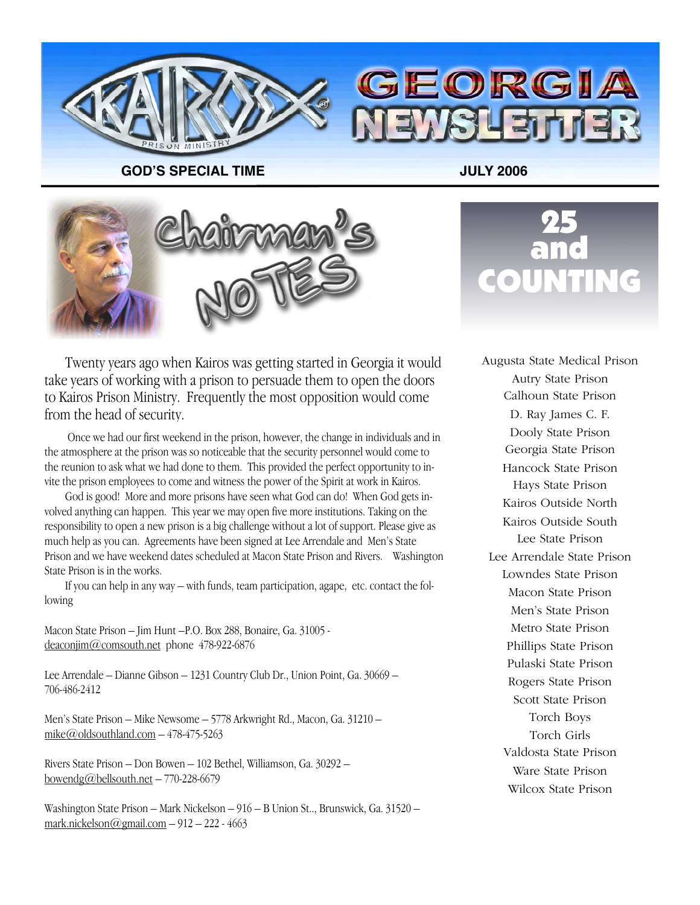# KAIROS PRISON MINISTRY GEORGIA NEWSLETTER

**GOD'S SPECIAL TIME** **JULY 2006**

## Chairman's NOTES

Twenty years ago when Kairos was getting started in Georgia it would take years of working with a prison to persuade them to open the doors to Kairos Prison Ministry. Frequently the most opposition would come from the head of security.

Once we had our first weekend in the prison, however, the change in individuals and in the atmosphere at the prison was so noticeable that the security personnel would come to the reunion to ask what we had done to them. This provided the perfect opportunity to invite the prison employees to come and witness the power of the Spirit at work in Kairos.

God is good! More and more prisons have seen what God can do! When God gets involved anything can happen. This year we may open five more institutions. Taking on the responsibility to open a new prison is a big challenge without a lot of support. Please give as much help as you can. Agreements have been signed at Lee Arrendale and Men's State Prison and we have weekend dates scheduled at Macon State Prison and Rivers. Washington State Prison is in the works.

If you can help in any way – with funds, team participation, agape, etc. contact the following

Macon State Prison – Jim Hunt –P.O. Box 288, Bonaire, Ga. 31005 - deaconjim@comsouth.net phone 478-922-6876

Lee Arrendale – Dianne Gibson – 1231 Country Club Dr., Union Point, Ga. 30669 – 706-486-2412

Men's State Prison – Mike Newsome – 5778 Arkwright Rd., Macon, Ga. 31210 – mike@oldsouthland.com – 478-475-5263

Rivers State Prison – Don Bowen – 102 Bethel, Williamson, Ga. 30292 – bowendg@bellsouth.net – 770-228-6679

Washington State Prison – Mark Nickelson – 916 – B Union St.., Brunswick, Ga. 31520 – mark.nickelson@gmail.com – 912 – 222 - 4663

## 25 and COUNTING

Augusta State Medical Prison
Autry State Prison
Calhoun State Prison
D. Ray James C. F.
Dooly State Prison
Georgia State Prison
Hancock State Prison
Hays State Prison
Kairos Outside North
Kairos Outside South
Lee State Prison
Lee Arrendale State Prison
Lowndes State Prison
Macon State Prison
Men's State Prison
Metro State Prison
Phillips State Prison
Pulaski State Prison
Rogers State Prison
Scott State Prison
Torch Boys
Torch Girls
Valdosta State Prison
Ware State Prison
Wilcox State Prison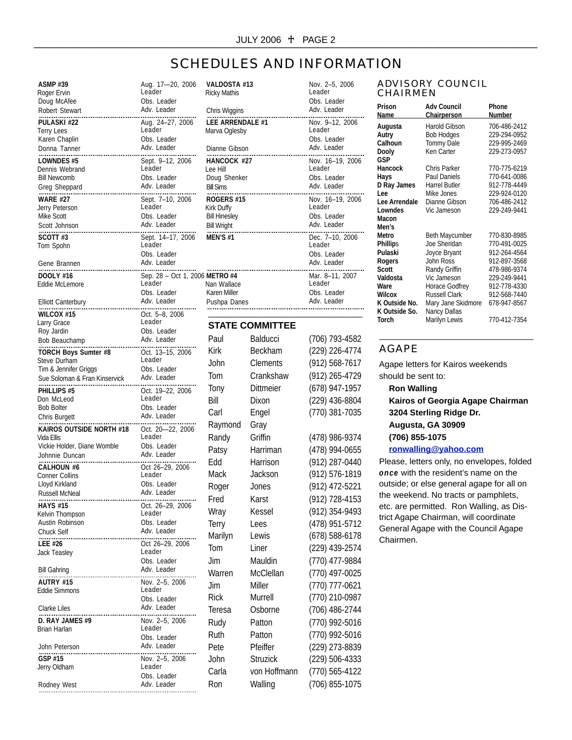# SCHEDULES AND INFORMATION

| Weekend | Role | Date / Position |
|---|---|---|
| **ASMP #39** | | Aug. 17—20, 2006 |
| Roger Ervin | | Leader |
| Doug McAfee | | Obs. Leader |
| Robert Stewart | | Adv. Leader |
| **PULASKI #22** | | Aug. 24–27, 2006 |
| Terry Lees | | Leader |
| Karen Chaplin | | Obs. Leader |
| Donna Tanner | | Adv. Leader |
| **LOWNDES #5** | | Sept. 9–12, 2006 |
| Dennis Webrand | | Leader |
| Bill Newcomb | | Obs. Leader |
| Greg Sheppard | | Adv. Leader |
| **WARE #27** | | Sept. 7–10, 2006 |
| Jerry Peterson | | Leader |
| Mike Scott | | Obs. Leader |
| Scott Johnson | | Adv. Leader |
| **SCOTT #3** | | Sept. 14–17, 2006 |
| Tom Spohn | | Leader |
| | | Obs. Leader |
| Gene Brannen | | Adv. Leader |
| **DOOLY #16** | | Sep. 28 – Oct 1, 2006 |
| Eddie McLemore | | Leader |
| | | Obs. Leader |
| Elliott Canterbury | | Adv. Leader |
| **WILCOX #15** | | Oct. 5–8, 2006 |
| Larry Grace | | Leader |
| Roy Jardin | | Obs. Leader |
| Bob Beauchamp | | Adv. Leader |
| **TORCH Boys Sumter #8** | | Oct. 13–15, 2006 |
| Steve Durham | | Leader |
| Tim & Jennifer Griggs | | Obs. Leader |
| Sue Soloman & Fran Kinservick | | Adv. Leader |
| **PHILLIPS #5** | | Oct. 19–22, 2006 |
| Don McLeod | | Leader |
| Bob Bolter | | Obs. Leader |
| Chris Burgett | | Adv. Leader |
| **KAIROS OUTSIDE NORTH #18** | | Oct. 20—22, 2006 |
| Vida Ellis | | Leader |
| Vickie Holder, Diane Womble | | Obs. Leader |
| Johnnie Duncan | | Adv. Leader |
| **CALHOUN #6** | | Oct 26–29, 2006 |
| Conner Collins | | Leader |
| Lloyd Kirkland | | Obs. Leader |
| Russell McNeal | | Adv. Leader |
| **HAYS #15** | | Oct. 26–29, 2006 |
| Kelvin Thompson | | Leader |
| Austin Robinson | | Obs. Leader |
| Chuck Self | | Adv. Leader |
| **LEE #26** | | Oct 26–29, 2006 |
| Jack Teasley | | Leader |
| | | Obs. Leader |
| Bill Gahring | | Adv. Leader |
| **AUTRY #15** | | Nov. 2–5, 2006 |
| Eddie Simmons | | Leader |
| | | Obs. Leader |
| Clarke Liles | | Adv. Leader |
| **D. RAY JAMES #9** | | Nov. 2–5, 2006 |
| Brian Harlan | | Leader |
| | | Obs. Leader |
| John Peterson | | Adv. Leader |
| **GSP #15** | | Nov. 2–5, 2006 |
| Jerry Oldham | | Leader |
| | | Obs. Leader |
| Rodney West | | Adv. Leader |
| **VALDOSTA #13** | | Nov. 2–5, 2006 |
| Ricky Mathis | | Leader |
| | | Obs. Leader |
| Chris Wiggins | | Adv. Leader |
| **LEE ARRENDALE #1** | | Nov. 9–12, 2006 |
| Marva Oglesby | | Leader |
| | | Obs. Leader |
| Dianne Gibson | | Adv. Leader |
| **HANCOCK #27** | | Nov. 16–19, 2006 |
| Lee Hill | | Leader |
| Doug Shenker | | Obs. Leader |
| Bill Sims | | Adv. Leader |
| **ROGERS #15** | | Nov. 16–19, 2006 |
| Kirk Duffy | | Leader |
| Bill Hinesley | | Obs. Leader |
| Bill Wright | | Adv. Leader |
| **MEN'S #1** | | Dec. 7–10, 2006 |
| | | Leader |
| | | Obs. Leader |
| | | Adv. Leader |
| **METRO #4** | | Mar. 8–11, 2007 |
| Nan Wallace | | Leader |
| Karen Miller | | Obs. Leader |
| Pushpa Danes | | Adv. Leader |

## STATE COMMITTEE

| First | Last | Phone |
|---|---|---|
| Paul | Balducci | (706) 793-4582 |
| Kirk | Beckham | (229) 226-4774 |
| John | Clements | (912) 568-7617 |
| Tom | Crankshaw | (770) 265-4729 |
| Tony | Dittmeier | (678) 947-1957 |
| Bill | Dixon | (229) 436-8804 |
| Carl | Engel | (770) 381-7035 |
| Raymond | Gray | |
| Randy | Griffin | (478) 986-9374 |
| Patsy | Harriman | (478) 994-0655 |
| Edd | Harrison | (912) 287-0440 |
| Mack | Jackson | (912) 576-1819 |
| Roger | Jones | (912) 472-5221 |
| Fred | Karst | (912) 728-4153 |
| Wray | Kessel | (912) 354-9493 |
| Terry | Lees | (478) 951-5712 |
| Marilyn | Lewis | (678) 588-6178 |
| Tom | Liner | (229) 439-2574 |
| Jim | Mauldin | (770) 477-9884 |
| Warren | McClellan | (770) 497-0025 |
| Jim | Miller | (770) 777-0621 |
| Rick | Murrell | (770) 210-0987 |
| Teresa | Osborne | (706) 486-2744 |
| Rudy | Patton | (770) 992-5016 |
| Ruth | Patton | (770) 992-5016 |
| Pete | Pfeiffer | (229) 273-8839 |
| John | Struzick | (229) 506-4333 |
| Carla | von Hoffmann | (770) 565-4122 |
| Ron | Walling | (706) 855-1075 |

## ADVISORY COUNCIL CHAIRMEN

| Prison Name | Adv Council Chairperson | Phone Number |
|---|---|---|
| Augusta | Harold Gibson | 706-486-2412 |
| Autry | Bob Hodges | 229-294-0952 |
| Calhoun | Tommy Dale | 229-995-2469 |
| Dooly | Ken Carter | 229-273-0957 |
| GSP | | |
| Hancock | Chris Parker | 770-775-6219 |
| Hays | Paul Daniels | 770-641-0086 |
| D Ray James | Harrel Butler | 912-778-4449 |
| Lee | Mike Jones | 229-924-0120 |
| Lee Arrendale | Dianne Gibson | 706-486-2412 |
| Lowndes | Vic Jameson | 229-249-9441 |
| Macon | | |
| Men's | | |
| Metro | Beth Maycumber | 770-830-8985 |
| Phillips | Joe Sheridan | 770-491-0025 |
| Pulaski | Joyce Bryant | 912-264-4564 |
| Rogers | John Ross | 912-897-3568 |
| Scott | Randy Griffin | 478-986-9374 |
| Valdosta | Vic Jameson | 229-249-9441 |
| Ware | Horace Godfrey | 912-778-4330 |
| Wilcox | Russell Clark | 912-568-7440 |
| K Outside No. | Mary Jane Skidmore | 678-947-8567 |
| K Outside So. | Nancy Dallas | |
| Torch | Marilyn Lewis | 770-412-7354 |

## AGAPE

Agape letters for Kairos weekends should be sent to:

**Ron Walling**
**Kairos of Georgia Agape Chairman**
**3204 Sterling Ridge Dr.**
**Augusta, GA 30909**
**(706) 855-1075**
**ronwalling@yahoo.com**

Please, letters only, no envelopes, folded ***once*** with the resident's name on the outside; or else general agape for all on the weekend. No tracts or pamphlets, etc. are permitted. Ron Walling, as District Agape Chairman, will coordinate General Agape with the Council Agape Chairmen.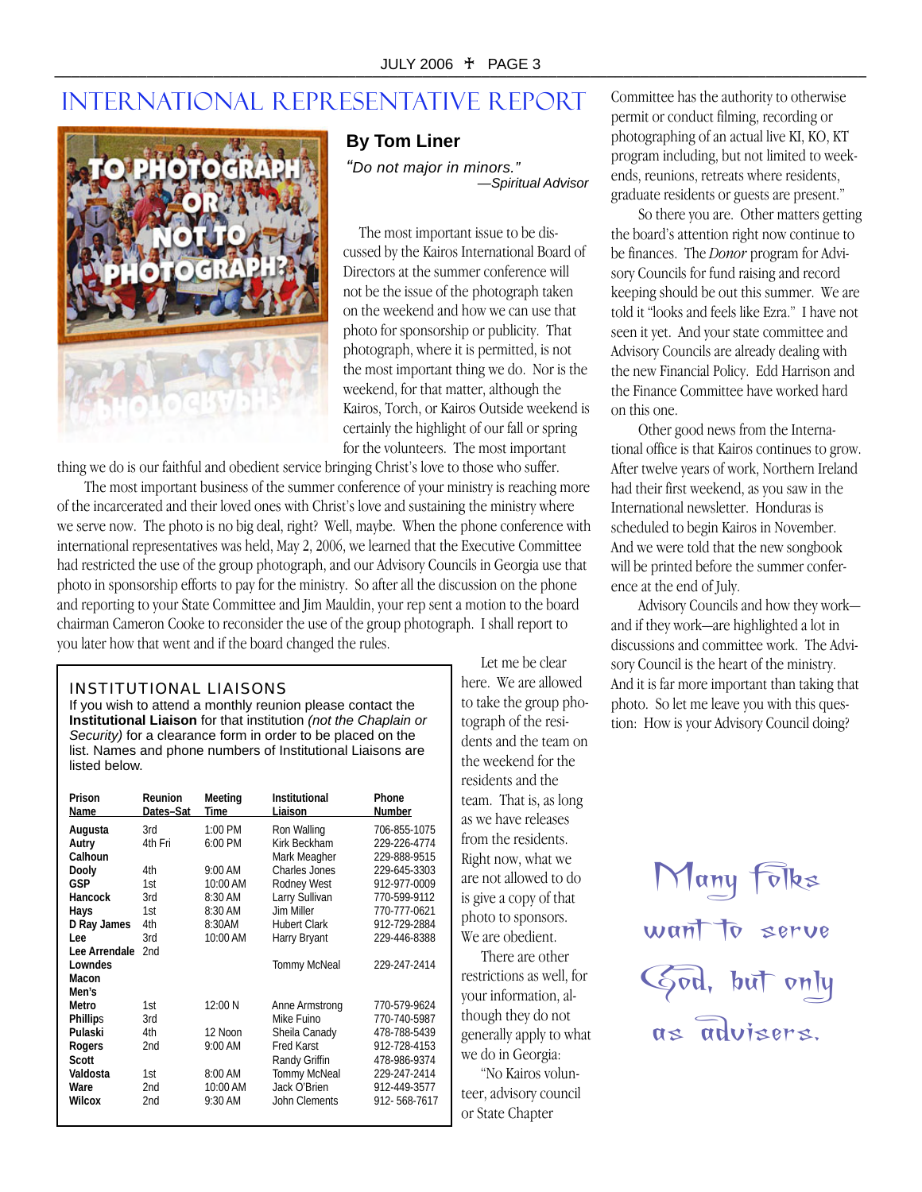# INTERNATIONAL REPRESENTATIVE REPORT

### By Tom Liner

*"Do not major in minors."*
*—Spiritual Advisor*

The most important issue to be discussed by the Kairos International Board of Directors at the summer conference will not be the issue of the photograph taken on the weekend and how we can use that photo for sponsorship or publicity. That photograph, where it is permitted, is not the most important thing we do. Nor is the weekend, for that matter, although the Kairos, Torch, or Kairos Outside weekend is certainly the highlight of our fall or spring for the volunteers. The most important thing we do is our faithful and obedient service bringing Christ's love to those who suffer.

The most important business of the summer conference of your ministry is reaching more of the incarcerated and their loved ones with Christ's love and sustaining the ministry where we serve now. The photo is no big deal, right? Well, maybe. When the phone conference with international representatives was held, May 2, 2006, we learned that the Executive Committee had restricted the use of the group photograph, and our Advisory Councils in Georgia use that photo in sponsorship efforts to pay for the ministry. So after all the discussion on the phone and reporting to your State Committee and Jim Mauldin, your rep sent a motion to the board chairman Cameron Cooke to reconsider the use of the group photograph. I shall report to you later how that went and if the board changed the rules.

Let me be clear here. We are allowed to take the group photograph of the residents and the team on the weekend for the residents and the team. That is, as long as we have releases from the residents. Right now, what we are not allowed to do is give a copy of that photo to sponsors. We are obedient.

There are other restrictions as well, for your information, although they do not generally apply to what we do in Georgia:

"No Kairos volunteer, advisory council or State Chapter Committee has the authority to otherwise permit or conduct filming, recording or photographing of an actual live KI, KO, KT program including, but not limited to weekends, reunions, retreats where residents, graduate residents or guests are present."

So there you are. Other matters getting the board's attention right now continue to be finances. The *Donor* program for Advisory Councils for fund raising and record keeping should be out this summer. We are told it "looks and feels like Ezra." I have not seen it yet. And your state committee and Advisory Councils are already dealing with the new Financial Policy. Edd Harrison and the Finance Committee have worked hard on this one.

Other good news from the International office is that Kairos continues to grow. After twelve years of work, Northern Ireland had their first weekend, as you saw in the International newsletter. Honduras is scheduled to begin Kairos in November. And we were told that the new songbook will be printed before the summer conference at the end of July.

Advisory Councils and how they work—and if they work—are highlighted a lot in discussions and committee work. The Advisory Council is the heart of the ministry. And it is far more important than taking that photo. So let me leave you with this question: How is your Advisory Council doing?

---

## INSTITUTIONAL LIAISONS

If you wish to attend a monthly reunion please contact the **Institutional Liaison** for that institution *(not the Chaplain or Security)* for a clearance form in order to be placed on the list. Names and phone numbers of Institutional Liaisons are listed below.

| Prison Name | Reunion Dates–Sat | Meeting Time | Institutional Liaison | Phone Number |
|---|---|---|---|---|
| **Augusta** | 3rd | 1:00 PM | Ron Walling | 706-855-1075 |
| **Autry** | 4th Fri | 6:00 PM | Kirk Beckham | 229-226-4774 |
| **Calhoun** | | | Mark Meagher | 229-888-9515 |
| **Dooly** | 4th | 9:00 AM | Charles Jones | 229-645-3303 |
| **GSP** | 1st | 10:00 AM | Rodney West | 912-977-0009 |
| **Hancock** | 3rd | 8:30 AM | Larry Sullivan | 770-599-9112 |
| **Hays** | 1st | 8:30 AM | Jim Miller | 770-777-0621 |
| **D Ray James** | 4th | 8:30AM | Hubert Clark | 912-729-2884 |
| **Lee** | 3rd | 10:00 AM | Harry Bryant | 229-446-8388 |
| **Lee Arrendale** | 2nd | | | |
| **Lowndes** | | | Tommy McNeal | 229-247-2414 |
| **Macon** | | | | |
| **Men's** | | | | |
| **Metro** | 1st | 12:00 N | Anne Armstrong | 770-579-9624 |
| **Phillips** | 3rd | | Mike Fuino | 770-740-5987 |
| **Pulaski** | 4th | 12 Noon | Sheila Canady | 478-788-5439 |
| **Rogers** | 2nd | 9:00 AM | Fred Karst | 912-728-4153 |
| **Scott** | | | Randy Griffin | 478-986-9374 |
| **Valdosta** | 1st | 8:00 AM | Tommy McNeal | 229-247-2414 |
| **Ware** | 2nd | 10:00 AM | Jack O'Brien | 912-449-3577 |
| **Wilcox** | 2nd | 9:30 AM | John Clements | 912- 568-7617 |

---

*Many folks want to serve God, but only as advisers.*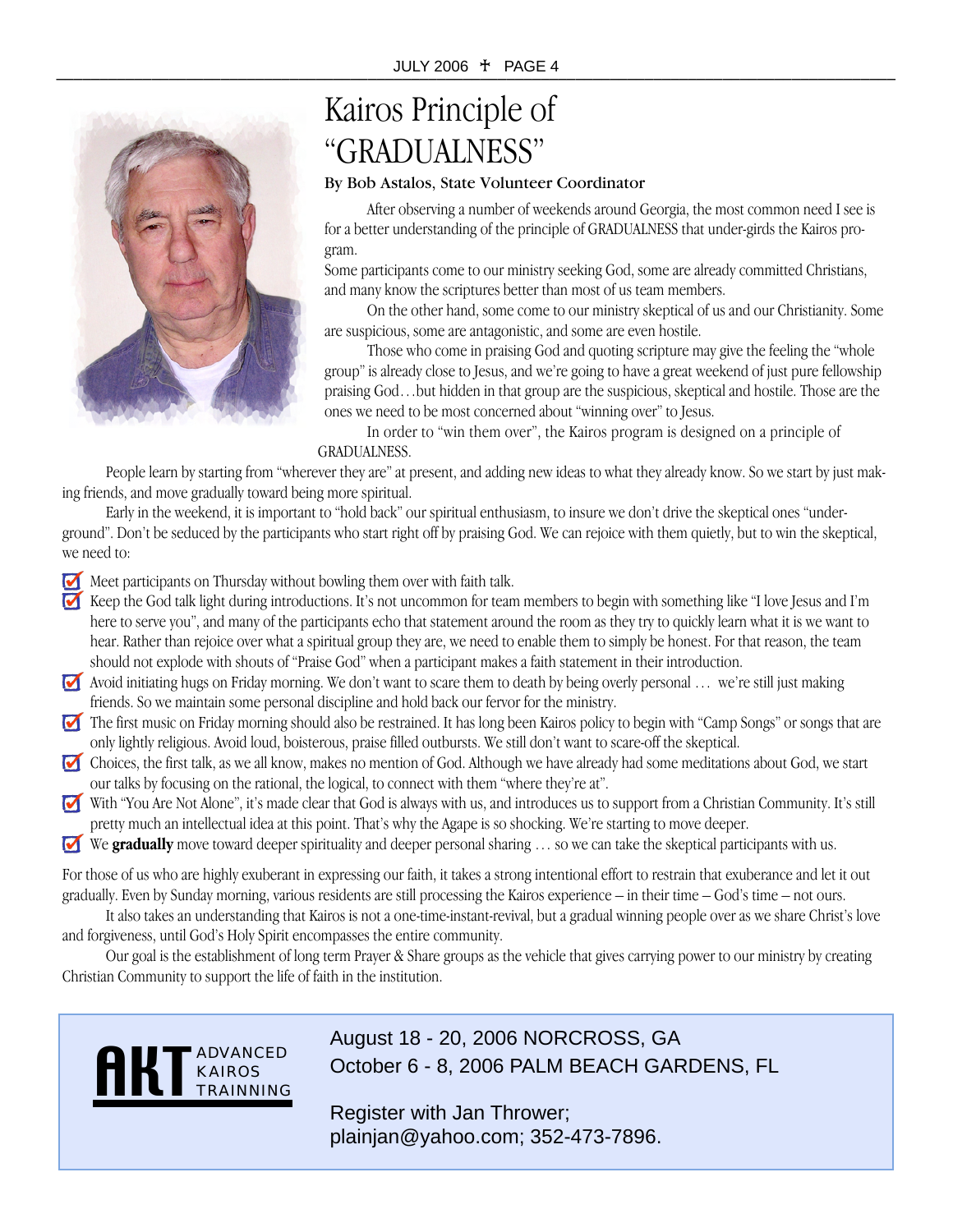# Kairos Principle of "GRADUALNESS"

By Bob Astalos, State Volunteer Coordinator

After observing a number of weekends around Georgia, the most common need I see is for a better understanding of the principle of GRADUALNESS that under-girds the Kairos program.

Some participants come to our ministry seeking God, some are already committed Christians, and many know the scriptures better than most of us team members.

On the other hand, some come to our ministry skeptical of us and our Christianity. Some are suspicious, some are antagonistic, and some are even hostile.

Those who come in praising God and quoting scripture may give the feeling the "whole group" is already close to Jesus, and we're going to have a great weekend of just pure fellowship praising God…but hidden in that group are the suspicious, skeptical and hostile. Those are the ones we need to be most concerned about "winning over" to Jesus.

In order to "win them over", the Kairos program is designed on a principle of GRADUALNESS.

People learn by starting from "wherever they are" at present, and adding new ideas to what they already know. So we start by just making friends, and move gradually toward being more spiritual.

Early in the weekend, it is important to "hold back" our spiritual enthusiasm, to insure we don't drive the skeptical ones "underground". Don't be seduced by the participants who start right off by praising God. We can rejoice with them quietly, but to win the skeptical, we need to:

- ☑ Meet participants on Thursday without bowling them over with faith talk.
- ☑ Keep the God talk light during introductions. It's not uncommon for team members to begin with something like "I love Jesus and I'm here to serve you", and many of the participants echo that statement around the room as they try to quickly learn what it is we want to hear. Rather than rejoice over what a spiritual group they are, we need to enable them to simply be honest. For that reason, the team should not explode with shouts of "Praise God" when a participant makes a faith statement in their introduction.
- ☑ Avoid initiating hugs on Friday morning. We don't want to scare them to death by being overly personal … we're still just making friends. So we maintain some personal discipline and hold back our fervor for the ministry.
- ☑ The first music on Friday morning should also be restrained. It has long been Kairos policy to begin with "Camp Songs" or songs that are only lightly religious. Avoid loud, boisterous, praise filled outbursts. We still don't want to scare-off the skeptical.
- ☑ Choices, the first talk, as we all know, makes no mention of God. Although we have already had some meditations about God, we start our talks by focusing on the rational, the logical, to connect with them "where they're at".
- ☑ With "You Are Not Alone", it's made clear that God is always with us, and introduces us to support from a Christian Community. It's still pretty much an intellectual idea at this point. That's why the Agape is so shocking. We're starting to move deeper.
- ☑ We **gradually** move toward deeper spirituality and deeper personal sharing … so we can take the skeptical participants with us.

For those of us who are highly exuberant in expressing our faith, it takes a strong intentional effort to restrain that exuberance and let it out gradually. Even by Sunday morning, various residents are still processing the Kairos experience – in their time – God's time – not ours.

It also takes an understanding that Kairos is not a one-time-instant-revival, but a gradual winning people over as we share Christ's love and forgiveness, until God's Holy Spirit encompasses the entire community.

Our goal is the establishment of long term Prayer & Share groups as the vehicle that gives carrying power to our ministry by creating Christian Community to support the life of faith in the institution.

---

**AKT** ADVANCED KAIROS TRAINNING

August 18 - 20, 2006 NORCROSS, GA
October 6 - 8, 2006 PALM BEACH GARDENS, FL

Register with Jan Thrower;
plainjan@yahoo.com; 352-473-7896.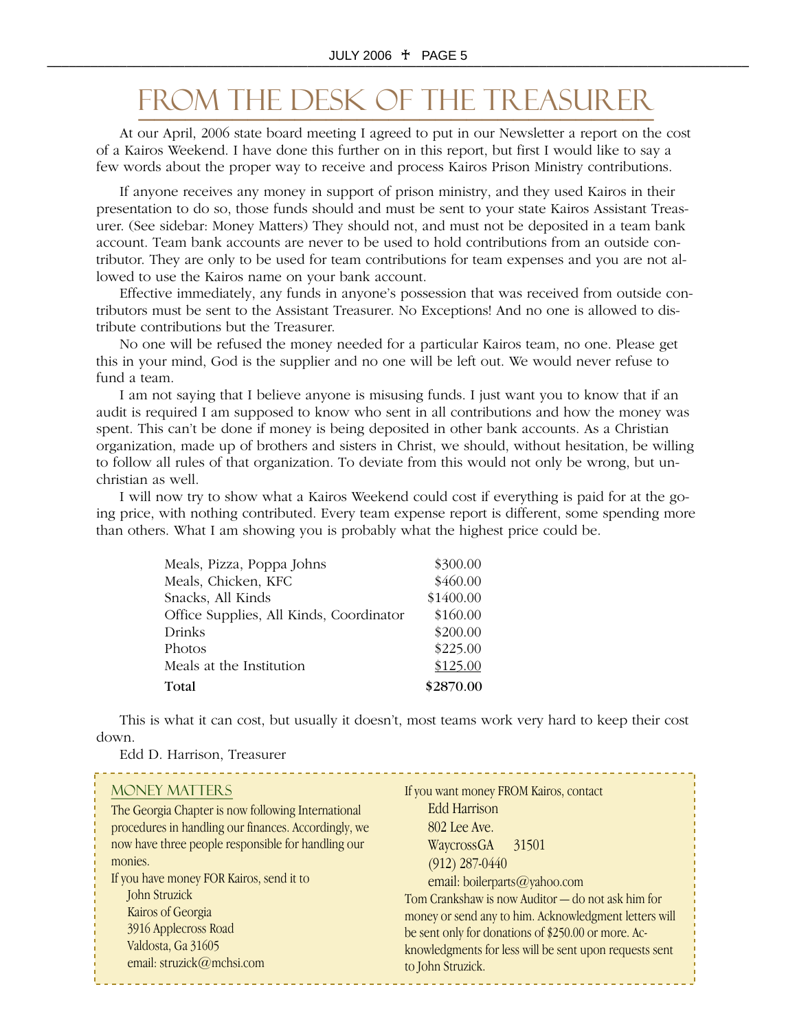# FROM THE DESK OF THE TREASURER

At our April, 2006 state board meeting I agreed to put in our Newsletter a report on the cost of a Kairos Weekend. I have done this further on in this report, but first I would like to say a few words about the proper way to receive and process Kairos Prison Ministry contributions.

If anyone receives any money in support of prison ministry, and they used Kairos in their presentation to do so, those funds should and must be sent to your state Kairos Assistant Treasurer. (See sidebar: Money Matters) They should not, and must not be deposited in a team bank account. Team bank accounts are never to be used to hold contributions from an outside contributor. They are only to be used for team contributions for team expenses and you are not allowed to use the Kairos name on your bank account.

Effective immediately, any funds in anyone's possession that was received from outside contributors must be sent to the Assistant Treasurer. No Exceptions! And no one is allowed to distribute contributions but the Treasurer.

No one will be refused the money needed for a particular Kairos team, no one. Please get this in your mind, God is the supplier and no one will be left out. We would never refuse to fund a team.

I am not saying that I believe anyone is misusing funds. I just want you to know that if an audit is required I am supposed to know who sent in all contributions and how the money was spent. This can't be done if money is being deposited in other bank accounts. As a Christian organization, made up of brothers and sisters in Christ, we should, without hesitation, be willing to follow all rules of that organization. To deviate from this would not only be wrong, but unchristian as well.

I will now try to show what a Kairos Weekend could cost if everything is paid for at the going price, with nothing contributed. Every team expense report is different, some spending more than others. What I am showing you is probably what the highest price could be.

| Item | Cost |
|---|---|
| Meals, Pizza, Poppa Johns | $300.00 |
| Meals, Chicken, KFC | $460.00 |
| Snacks, All Kinds | $1400.00 |
| Office Supplies, All Kinds, Coordinator | $160.00 |
| Drinks | $200.00 |
| Photos | $225.00 |
| Meals at the Institution | $125.00 |
| **Total** | **$2870.00** |

This is what it can cost, but usually it doesn't, most teams work very hard to keep their cost down.

Edd D. Harrison, Treasurer

## MONEY MATTERS

The Georgia Chapter is now following International procedures in handling our finances. Accordingly, we now have three people responsible for handling our monies.

If you have money FOR Kairos, send it to

John Struzick  
Kairos of Georgia  
3916 Applecross Road  
Valdosta, Ga 31605  
email: struzick@mchsi.com

If you want money FROM Kairos, contact

Edd Harrison  
802 Lee Ave.  
WaycrossGA 31501  
(912) 287-0440  
email: boilerparts@yahoo.com

Tom Crankshaw is now Auditor — do not ask him for money or send any to him. Acknowledgment letters will be sent only for donations of $250.00 or more. Acknowledgments for less will be sent upon requests sent to John Struzick.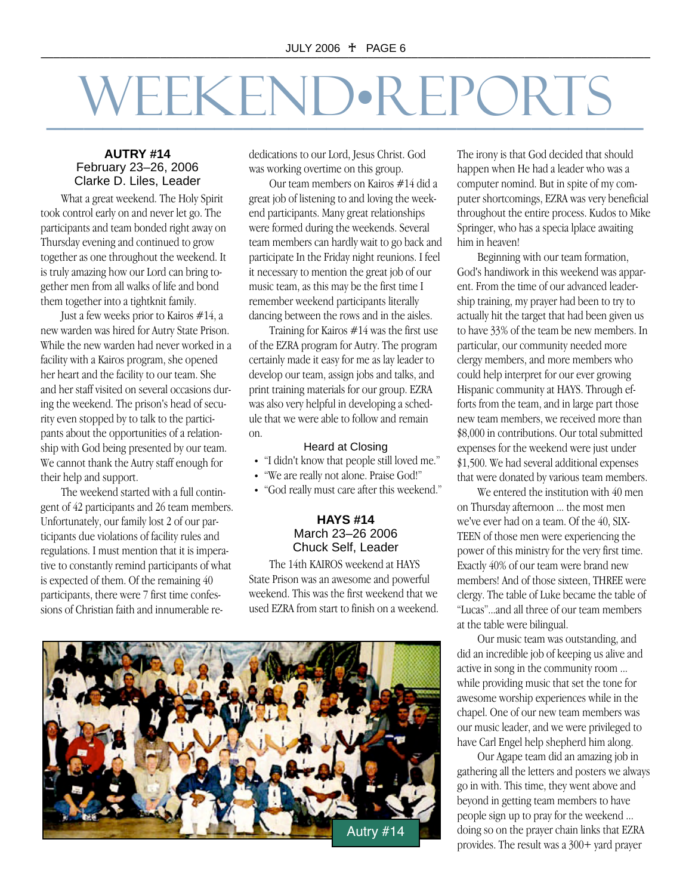# WEEKEND•REPORTS

### AUTRY #14

February 23–26, 2006
Clarke D. Liles, Leader

What a great weekend. The Holy Spirit took control early on and never let go. The participants and team bonded right away on Thursday evening and continued to grow together as one throughout the weekend. It is truly amazing how our Lord can bring together men from all walks of life and bond them together into a tightknit family.

Just a few weeks prior to Kairos #14, a new warden was hired for Autry State Prison. While the new warden had never worked in a facility with a Kairos program, she opened her heart and the facility to our team. She and her staff visited on several occasions during the weekend. The prison's head of security even stopped by to talk to the participants about the opportunities of a relationship with God being presented by our team. We cannot thank the Autry staff enough for their help and support.

The weekend started with a full contingent of 42 participants and 26 team members. Unfortunately, our family lost 2 of our participants due violations of facility rules and regulations. I must mention that it is imperative to constantly remind participants of what is expected of them. Of the remaining 40 participants, there were 7 first time confessions of Christian faith and innumerable rededications to our Lord, Jesus Christ. God was working overtime on this group.

Our team members on Kairos #14 did a great job of listening to and loving the weekend participants. Many great relationships were formed during the weekends. Several team members can hardly wait to go back and participate In the Friday night reunions. I feel it necessary to mention the great job of our music team, as this may be the first time I remember weekend participants literally dancing between the rows and in the aisles.

Training for Kairos #14 was the first use of the EZRA program for Autry. The program certainly made it easy for me as lay leader to develop our team, assign jobs and talks, and print training materials for our group. EZRA was also very helpful in developing a schedule that we were able to follow and remain on.

Heard at Closing

- "I didn't know that people still loved me."
- "We are really not alone. Praise God!"
- "God really must care after this weekend."

Autry #14

### HAYS #14

March 23–26 2006
Chuck Self, Leader

The 14th KAIROS weekend at HAYS State Prison was an awesome and powerful weekend. This was the first weekend that we used EZRA from start to finish on a weekend. The irony is that God decided that should happen when He had a leader who was a computer nomind. But in spite of my computer shortcomings, EZRA was very beneficial throughout the entire process. Kudos to Mike Springer, who has a specia lplace awaiting him in heaven!

Beginning with our team formation, God's handiwork in this weekend was apparent. From the time of our advanced leadership training, my prayer had been to try to actually hit the target that had been given us to have 33% of the team be new members. In particular, our community needed more clergy members, and more members who could help interpret for our ever growing Hispanic community at HAYS. Through efforts from the team, and in large part those new team members, we received more than $8,000 in contributions. Our total submitted expenses for the weekend were just under $1,500. We had several additional expenses that were donated by various team members.

We entered the institution with 40 men on Thursday afternoon ... the most men we've ever had on a team. Of the 40, SIXTEEN of those men were experiencing the power of this ministry for the very first time. Exactly 40% of our team were brand new members! And of those sixteen, THREE were clergy. The table of Luke became the table of "Lucas"...and all three of our team members at the table were bilingual.

Our music team was outstanding, and did an incredible job of keeping us alive and active in song in the community room ... while providing music that set the tone for awesome worship experiences while in the chapel. One of our new team members was our music leader, and we were privileged to have Carl Engel help shepherd him along.

Our Agape team did an amazing job in gathering all the letters and posters we always go in with. This time, they went above and beyond in getting team members to have people sign up to pray for the weekend ... doing so on the prayer chain links that EZRA provides. The result was a 300+ yard prayer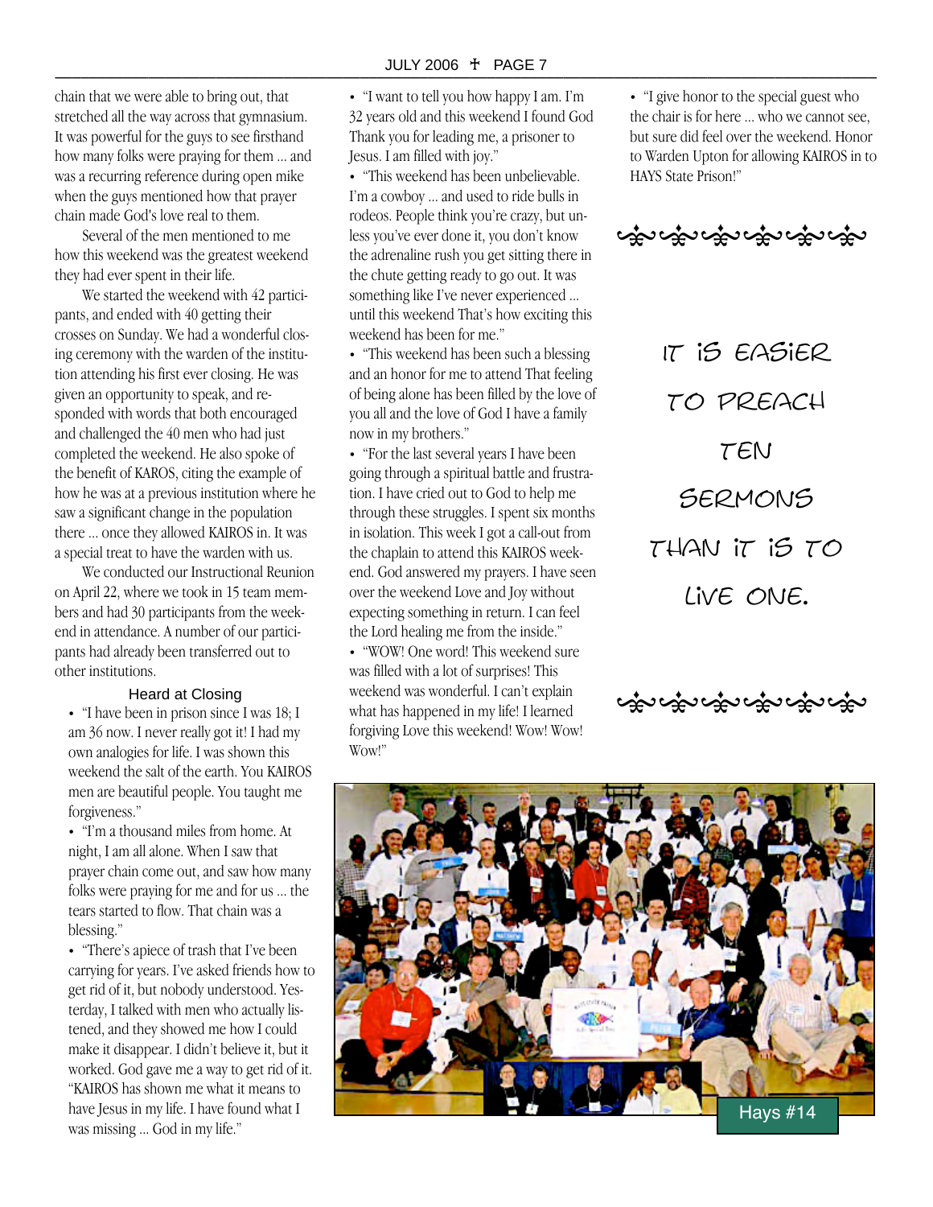chain that we were able to bring out, that stretched all the way across that gymnasium. It was powerful for the guys to see firsthand how many folks were praying for them ... and was a recurring reference during open mike when the guys mentioned how that prayer chain made God's love real to them.

Several of the men mentioned to me how this weekend was the greatest weekend they had ever spent in their life.

We started the weekend with 42 participants, and ended with 40 getting their crosses on Sunday. We had a wonderful closing ceremony with the warden of the institution attending his first ever closing. He was given an opportunity to speak, and responded with words that both encouraged and challenged the 40 men who had just completed the weekend. He also spoke of the benefit of KAROS, citing the example of how he was at a previous institution where he saw a significant change in the population there ... once they allowed KAIROS in. It was a special treat to have the warden with us.

We conducted our Instructional Reunion on April 22, where we took in 15 team members and had 30 participants from the weekend in attendance. A number of our participants had already been transferred out to other institutions.

### Heard at Closing

- "I have been in prison since I was 18; I am 36 now. I never really got it! I had my own analogies for life. I was shown this weekend the salt of the earth. You KAIROS men are beautiful people. You taught me forgiveness."
- "I'm a thousand miles from home. At night, I am all alone. When I saw that prayer chain come out, and saw how many folks were praying for me and for us ... the tears started to flow. That chain was a blessing."
- "There's apiece of trash that I've been carrying for years. I've asked friends how to get rid of it, but nobody understood. Yesterday, I talked with men who actually listened, and they showed me how I could make it disappear. I didn't believe it, but it worked. God gave me a way to get rid of it. "KAIROS has shown me what it means to have Jesus in my life. I have found what I was missing ... God in my life."
- "I want to tell you how happy I am. I'm 32 years old and this weekend I found God Thank you for leading me, a prisoner to Jesus. I am filled with joy."
- "This weekend has been unbelievable. I'm a cowboy ... and used to ride bulls in rodeos. People think you're crazy, but unless you've ever done it, you don't know the adrenaline rush you get sitting there in the chute getting ready to go out. It was something like I've never experienced ... until this weekend That's how exciting this weekend has been for me."
- "This weekend has been such a blessing and an honor for me to attend That feeling of being alone has been filled by the love of you all and the love of God I have a family now in my brothers."
- "For the last several years I have been going through a spiritual battle and frustration. I have cried out to God to help me through these struggles. I spent six months in isolation. This week I got a call-out from the chaplain to attend this KAIROS weekend. God answered my prayers. I have seen over the weekend Love and Joy without expecting something in return. I can feel the Lord healing me from the inside."
- "WOW! One word! This weekend sure was filled with a lot of surprises! This weekend was wonderful. I can't explain what has happened in my life! I learned forgiving Love this weekend! Wow! Wow! Wow!"
- "I give honor to the special guest who the chair is for here ... who we cannot see, but sure did feel over the weekend. Honor to Warden Upton for allowing KAIROS in to HAYS State Prison!"

IT IS EASIER TO PREACH TEN SERMONS THAN IT IS TO LIVE ONE.

Hays #14